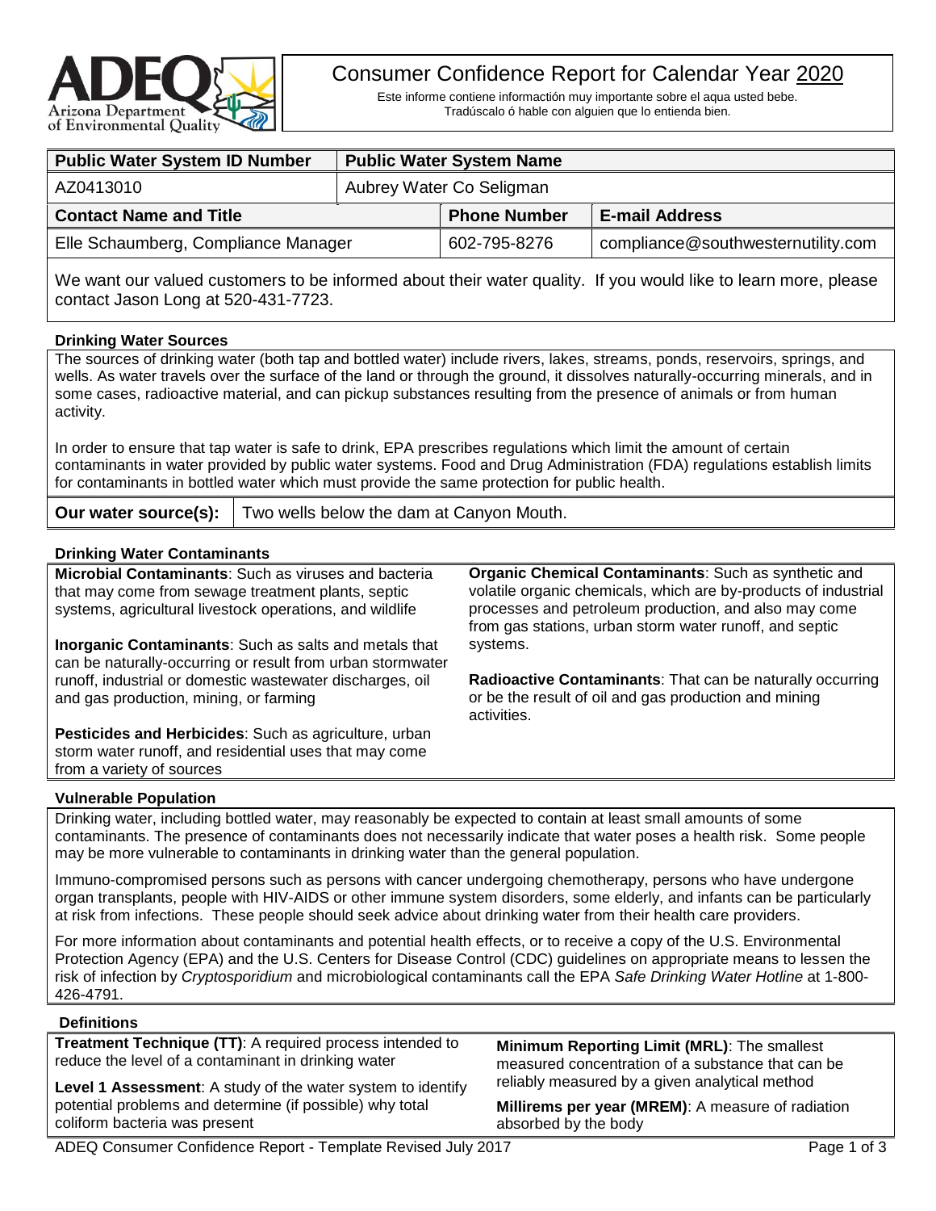# Consumer Confidence Report for Calendar Year 2020

Este informe contiene información muy importante sobre el aqua usted bebe.
Tradúscalo ó hable con alguien que lo entienda bien.

| Public Water System ID Number | Public Water System Name | | |
|---|---|---|---|
| AZ0413010 | Aubrey Water Co Seligman | | |
| **Contact Name and Title** | | **Phone Number** | **E-mail Address** |
| Elle Schaumberg, Compliance Manager | | 602-795-8276 | compliance@southwesternutility.com |

We want our valued customers to be informed about their water quality. If you would like to learn more, please contact Jason Long at 520-431-7723.

## Drinking Water Sources

The sources of drinking water (both tap and bottled water) include rivers, lakes, streams, ponds, reservoirs, springs, and wells. As water travels over the surface of the land or through the ground, it dissolves naturally-occurring minerals, and in some cases, radioactive material, and can pickup substances resulting from the presence of animals or from human activity.

In order to ensure that tap water is safe to drink, EPA prescribes regulations which limit the amount of certain contaminants in water provided by public water systems. Food and Drug Administration (FDA) regulations establish limits for contaminants in bottled water which must provide the same protection for public health.

| **Our water source(s):** | Two wells below the dam at Canyon Mouth. |
|---|---|

## Drinking Water Contaminants

**Microbial Contaminants**: Such as viruses and bacteria that may come from sewage treatment plants, septic systems, agricultural livestock operations, and wildlife

**Inorganic Contaminants**: Such as salts and metals that can be naturally-occurring or result from urban stormwater runoff, industrial or domestic wastewater discharges, oil and gas production, mining, or farming

**Pesticides and Herbicides**: Such as agriculture, urban storm water runoff, and residential uses that may come from a variety of sources

**Organic Chemical Contaminants**: Such as synthetic and volatile organic chemicals, which are by-products of industrial processes and petroleum production, and also may come from gas stations, urban storm water runoff, and septic systems.

**Radioactive Contaminants**: That can be naturally occurring or be the result of oil and gas production and mining activities.

## Vulnerable Population

Drinking water, including bottled water, may reasonably be expected to contain at least small amounts of some contaminants. The presence of contaminants does not necessarily indicate that water poses a health risk. Some people may be more vulnerable to contaminants in drinking water than the general population.

Immuno-compromised persons such as persons with cancer undergoing chemotherapy, persons who have undergone organ transplants, people with HIV-AIDS or other immune system disorders, some elderly, and infants can be particularly at risk from infections. These people should seek advice about drinking water from their health care providers.

For more information about contaminants and potential health effects, or to receive a copy of the U.S. Environmental Protection Agency (EPA) and the U.S. Centers for Disease Control (CDC) guidelines on appropriate means to lessen the risk of infection by *Cryptosporidium* and microbiological contaminants call the EPA *Safe Drinking Water Hotline* at 1-800-426-4791.

## Definitions

**Treatment Technique (TT)**: A required process intended to reduce the level of a contaminant in drinking water

**Level 1 Assessment**: A study of the water system to identify potential problems and determine (if possible) why total coliform bacteria was present

**Minimum Reporting Limit (MRL)**: The smallest measured concentration of a substance that can be reliably measured by a given analytical method

**Millirems per year (MREM)**: A measure of radiation absorbed by the body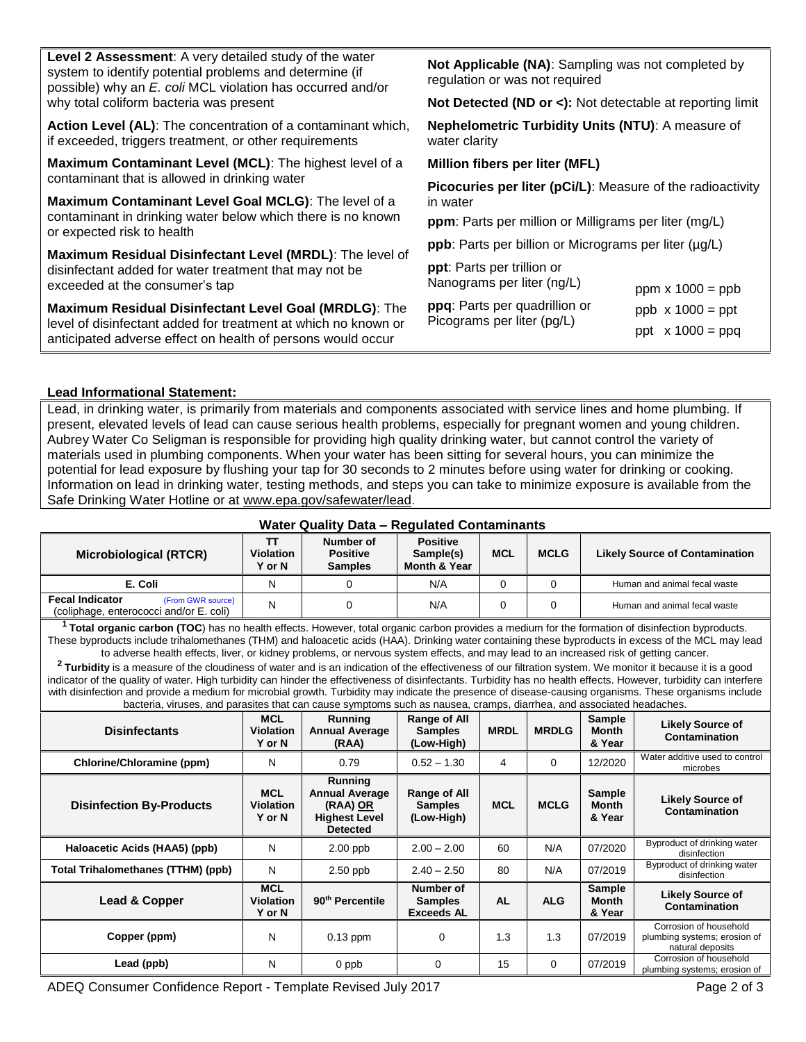**Level 2 Assessment**: A very detailed study of the water system to identify potential problems and determine (if possible) why an *E. coli* MCL violation has occurred and/or why total coliform bacteria was present

**Action Level (AL)**: The concentration of a contaminant which, if exceeded, triggers treatment, or other requirements

**Maximum Contaminant Level (MCL)**: The highest level of a contaminant that is allowed in drinking water

**Maximum Contaminant Level Goal MCLG)**: The level of a contaminant in drinking water below which there is no known or expected risk to health

**Maximum Residual Disinfectant Level (MRDL)**: The level of disinfectant added for water treatment that may not be exceeded at the consumer's tap

**Maximum Residual Disinfectant Level Goal (MRDLG)**: The level of disinfectant added for treatment at which no known or anticipated adverse effect on health of persons would occur

**Not Applicable (NA)**: Sampling was not completed by regulation or was not required

**Not Detected (ND or <):** Not detectable at reporting limit

**Nephelometric Turbidity Units (NTU)**: A measure of water clarity

**Million fibers per liter (MFL)**

**Picocuries per liter (pCi/L)**: Measure of the radioactivity in water

**ppm**: Parts per million or Milligrams per liter (mg/L)

**ppb**: Parts per billion or Micrograms per liter (µg/L)

**ppt**: Parts per trillion or Nanograms per liter (ng/L)

**ppq**: Parts per quadrillion or Picograms per liter (pg/L)

ppm x 1000 = ppb
ppb x 1000 = ppt
ppt x 1000 = ppq

**Lead Informational Statement:**

Lead, in drinking water, is primarily from materials and components associated with service lines and home plumbing. If present, elevated levels of lead can cause serious health problems, especially for pregnant women and young children. Aubrey Water Co Seligman is responsible for providing high quality drinking water, but cannot control the variety of materials used in plumbing components. When your water has been sitting for several hours, you can minimize the potential for lead exposure by flushing your tap for 30 seconds to 2 minutes before using water for drinking or cooking. Information on lead in drinking water, testing methods, and steps you can take to minimize exposure is available from the Safe Drinking Water Hotline or at www.epa.gov/safewater/lead.

**Water Quality Data – Regulated Contaminants**

| Microbiological (RTCR) | TT Violation Y or N | Number of Positive Samples | Positive Sample(s) Month & Year | MCL | MCLG | Likely Source of Contamination |
|---|---|---|---|---|---|---|
| E. Coli | N | 0 | N/A | 0 | 0 | Human and animal fecal waste |
| Fecal Indicator (From GWR source) (coliphage, enterococci and/or E. coli) | N | 0 | N/A | 0 | 0 | Human and animal fecal waste |

[1] **Total organic carbon (TOC**) has no health effects. However, total organic carbon provides a medium for the formation of disinfection byproducts. These byproducts include trihalomethanes (THM) and haloacetic acids (HAA). Drinking water containing these byproducts in excess of the MCL may lead to adverse health effects, liver, or kidney problems, or nervous system effects, and may lead to an increased risk of getting cancer.

[2] **Turbidity** is a measure of the cloudiness of water and is an indication of the effectiveness of our filtration system. We monitor it because it is a good indicator of the quality of water. High turbidity can hinder the effectiveness of disinfectants. Turbidity has no health effects. However, turbidity can interfere with disinfection and provide a medium for microbial growth. Turbidity may indicate the presence of disease-causing organisms. These organisms include bacteria, viruses, and parasites that can cause symptoms such as nausea, cramps, diarrhea, and associated headaches.

| Disinfectants | MCL Violation Y or N | Running Annual Average (RAA) | Range of All Samples (Low-High) | MRDL | MRDLG | Sample Month & Year | Likely Source of Contamination |
|---|---|---|---|---|---|---|---|
| Chlorine/Chloramine (ppm) | N | 0.79 | 0.52 – 1.30 | 4 | 0 | 12/2020 | Water additive used to control microbes |

| Disinfection By-Products | MCL Violation Y or N | Running Annual Average (RAA) OR Highest Level Detected | Range of All Samples (Low-High) | MCL | MCLG | Sample Month & Year | Likely Source of Contamination |
|---|---|---|---|---|---|---|---|
| Haloacetic Acids (HAA5) (ppb) | N | 2.00 ppb | 2.00 – 2.00 | 60 | N/A | 07/2020 | Byproduct of drinking water disinfection |
| Total Trihalomethanes (TTHM) (ppb) | N | 2.50 ppb | 2.40 – 2.50 | 80 | N/A | 07/2019 | Byproduct of drinking water disinfection |

| Lead & Copper | MCL Violation Y or N | 90th Percentile | Number of Samples Exceeds AL | AL | ALG | Sample Month & Year | Likely Source of Contamination |
|---|---|---|---|---|---|---|---|
| Copper (ppm) | N | 0.13 ppm | 0 | 1.3 | 1.3 | 07/2019 | Corrosion of household plumbing systems; erosion of natural deposits |
| Lead (ppb) | N | 0 ppb | 0 | 15 | 0 | 07/2019 | Corrosion of household plumbing systems; erosion of |

ADEQ Consumer Confidence Report - Template Revised July 2017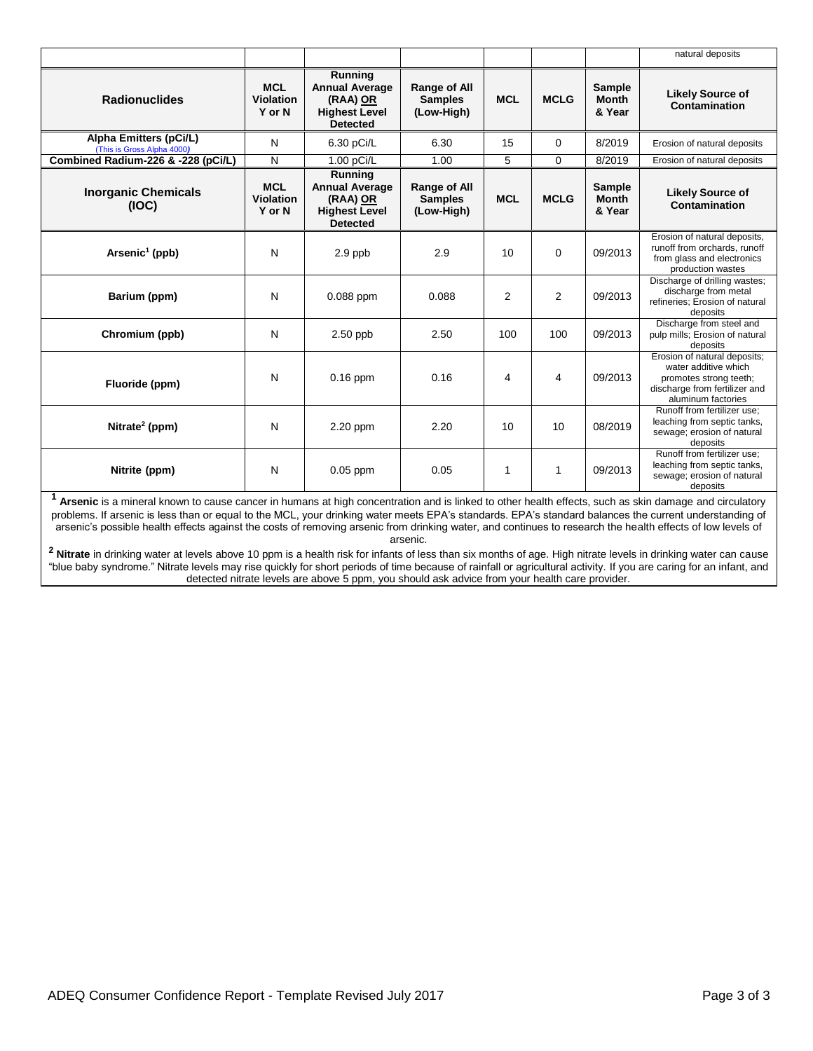| | | | | | | | |
|---|---|---|---|---|---|---|---|
| | | | | | | | natural deposits |

| Radionuclides | MCL Violation Y or N | Running Annual Average (RAA) OR Highest Level Detected | Range of All Samples (Low-High) | MCL | MCLG | Sample Month & Year | Likely Source of Contamination |
|---|---|---|---|---|---|---|---|
| Alpha Emitters (pCi/L) (This is Gross Alpha 4000) | N | 6.30 pCi/L | 6.30 | 15 | 0 | 8/2019 | Erosion of natural deposits |
| Combined Radium-226 & -228 (pCi/L) | N | 1.00 pCi/L | 1.00 | 5 | 0 | 8/2019 | Erosion of natural deposits |
| **Inorganic Chemicals (IOC)** | **MCL Violation Y or N** | **Running Annual Average (RAA) OR Highest Level Detected** | **Range of All Samples (Low-High)** | **MCL** | **MCLG** | **Sample Month & Year** | **Likely Source of Contamination** |
| Arsenic[1] (ppb) | N | 2.9 ppb | 2.9 | 10 | 0 | 09/2013 | Erosion of natural deposits, runoff from orchards, runoff from glass and electronics production wastes |
| Barium (ppm) | N | 0.088 ppm | 0.088 | 2 | 2 | 09/2013 | Discharge of drilling wastes; discharge from metal refineries; Erosion of natural deposits |
| Chromium (ppb) | N | 2.50 ppb | 2.50 | 100 | 100 | 09/2013 | Discharge from steel and pulp mills; Erosion of natural deposits |
| Fluoride (ppm) | N | 0.16 ppm | 0.16 | 4 | 4 | 09/2013 | Erosion of natural deposits; water additive which promotes strong teeth; discharge from fertilizer and aluminum factories |
| Nitrate[2] (ppm) | N | 2.20 ppm | 2.20 | 10 | 10 | 08/2019 | Runoff from fertilizer use; leaching from septic tanks, sewage; erosion of natural deposits |
| Nitrite (ppm) | N | 0.05 ppm | 0.05 | 1 | 1 | 09/2013 | Runoff from fertilizer use; leaching from septic tanks, sewage; erosion of natural deposits |

[1] **Arsenic** is a mineral known to cause cancer in humans at high concentration and is linked to other health effects, such as skin damage and circulatory problems. If arsenic is less than or equal to the MCL, your drinking water meets EPA's standards. EPA's standard balances the current understanding of arsenic's possible health effects against the costs of removing arsenic from drinking water, and continues to research the health effects of low levels of arsenic.

[2] **Nitrate** in drinking water at levels above 10 ppm is a health risk for infants of less than six months of age. High nitrate levels in drinking water can cause "blue baby syndrome." Nitrate levels may rise quickly for short periods of time because of rainfall or agricultural activity. If you are caring for an infant, and detected nitrate levels are above 5 ppm, you should ask advice from your health care provider.

ADEQ Consumer Confidence Report - Template Revised July 2017